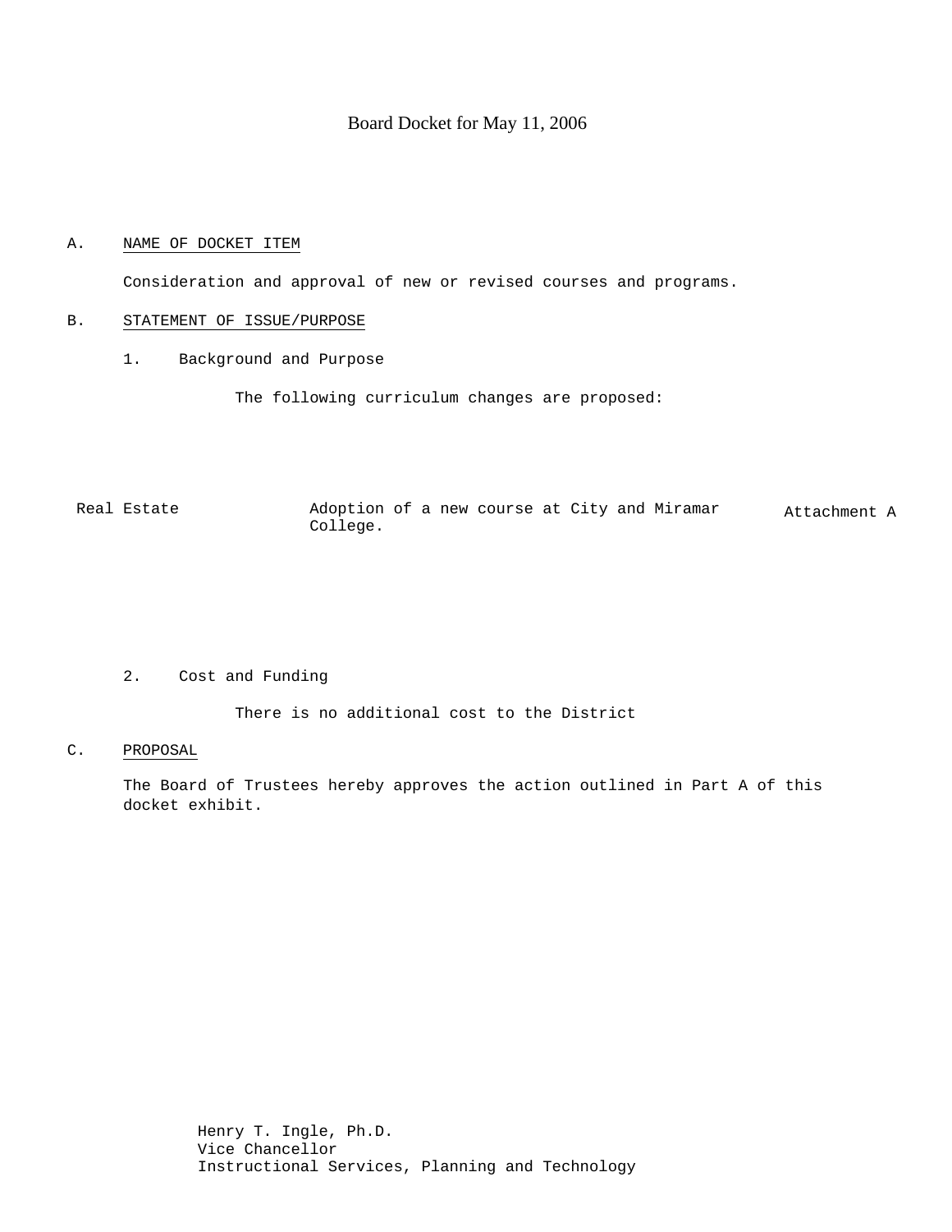# Board Docket for May 11, 2006

A. NAME OF DOCKET ITEM

Consideration and approval of new or revised courses and programs.

B. STATEMENT OF ISSUE/PURPOSE

1. Background and Purpose

The following curriculum changes are proposed:

| | | |
|---|---|---|
| Real Estate | Adoption of a new course at City and Miramar College. | Attachment A |

2. Cost and Funding

There is no additional cost to the District

C. PROPOSAL

The Board of Trustees hereby approves the action outlined in Part A of this docket exhibit.

Henry T. Ingle, Ph.D.
Vice Chancellor
Instructional Services, Planning and Technology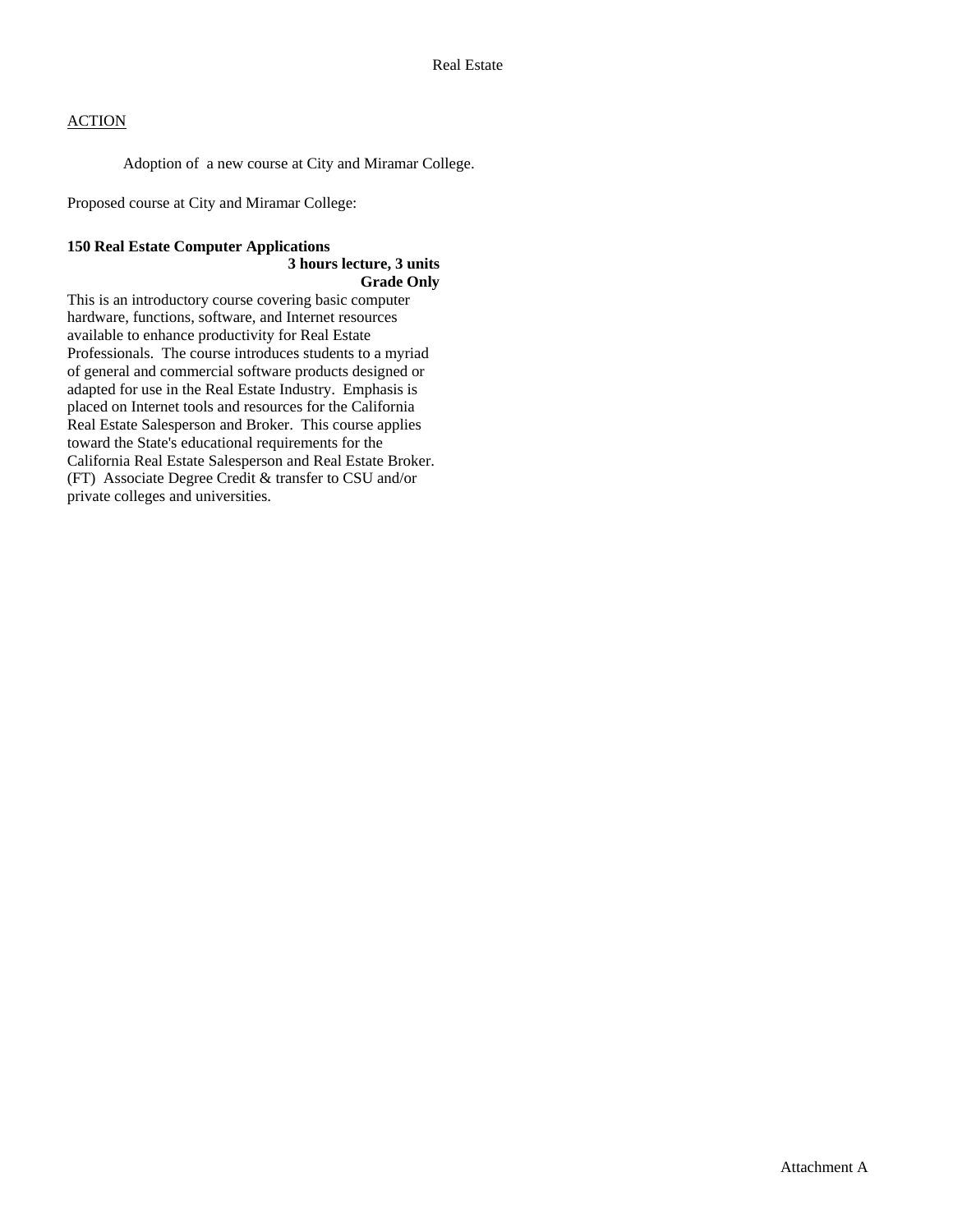Real Estate

ACTION

Adoption of a new course at City and Miramar College.

Proposed course at City and Miramar College:

**150 Real Estate Computer Applications**
**3 hours lecture, 3 units**
**Grade Only**

This is an introductory course covering basic computer hardware, functions, software, and Internet resources available to enhance productivity for Real Estate Professionals. The course introduces students to a myriad of general and commercial software products designed or adapted for use in the Real Estate Industry. Emphasis is placed on Internet tools and resources for the California Real Estate Salesperson and Broker. This course applies toward the State's educational requirements for the California Real Estate Salesperson and Real Estate Broker. (FT) Associate Degree Credit & transfer to CSU and/or private colleges and universities.

Attachment A